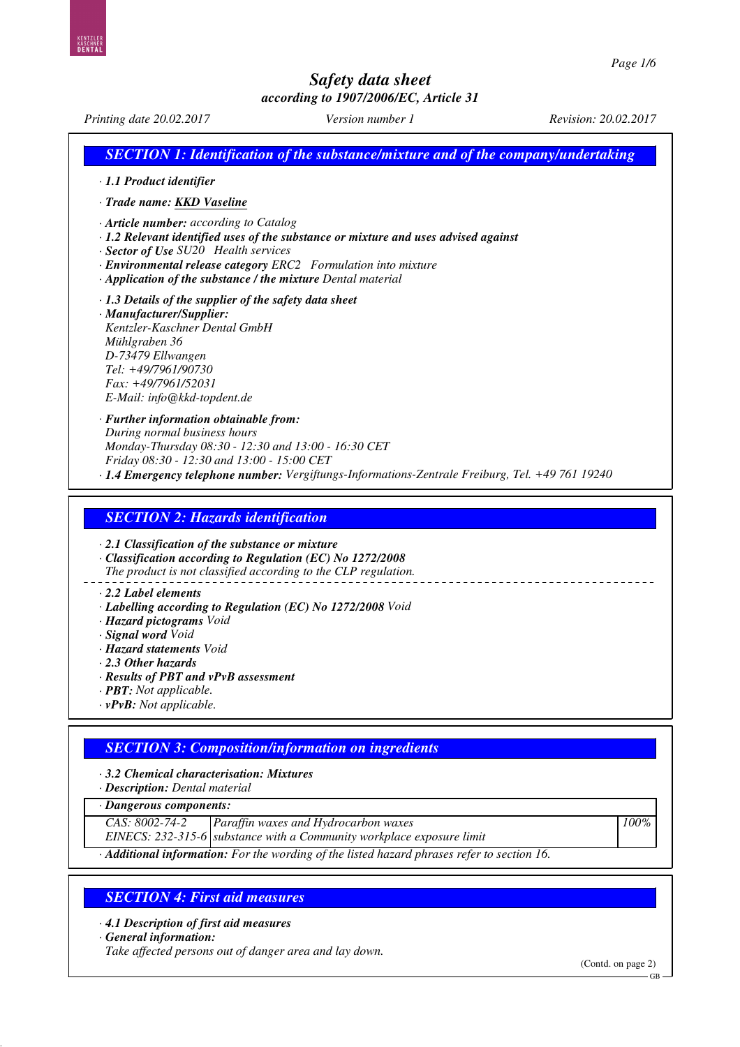# Safety data sheet

*according to 1907/2006/EC, Article 31*

*Printing date 20.02.2017* *Version number 1* *Revision: 20.02.2017*

## SECTION 1: Identification of the substance/mixture and of the company/undertaking

· **1.1 Product identifier**

· **Trade name: KKD Vaseline**

· **Article number:** according to Catalog
· **1.2 Relevant identified uses of the substance or mixture and uses advised against**
· **Sector of Use** SU20 Health services
· **Environmental release category** ERC2 Formulation into mixture
· **Application of the substance / the mixture** Dental material

· **1.3 Details of the supplier of the safety data sheet**
· **Manufacturer/Supplier:**
Kentzler-Kaschner Dental GmbH
Mühlgraben 36
D-73479 Ellwangen
Tel: +49/7961/90730
Fax: +49/7961/52031
E-Mail: info@kkd-topdent.de

· **Further information obtainable from:**
During normal business hours
Monday-Thursday 08:30 - 12:30 and 13:00 - 16:30 CET
Friday 08:30 - 12:30 and 13:00 - 15:00 CET
· **1.4 Emergency telephone number:** Vergiftungs-Informations-Zentrale Freiburg, Tel. +49 761 19240

## SECTION 2: Hazards identification

· **2.1 Classification of the substance or mixture**
· **Classification according to Regulation (EC) No 1272/2008**
The product is not classified according to the CLP regulation.

· **2.2 Label elements**
· **Labelling according to Regulation (EC) No 1272/2008** Void
· **Hazard pictograms** Void
· **Signal word** Void
· **Hazard statements** Void
· **2.3 Other hazards**
· **Results of PBT and vPvB assessment**
· **PBT:** Not applicable.
· **vPvB:** Not applicable.

## SECTION 3: Composition/information on ingredients

· **3.2 Chemical characterisation: Mixtures**
· **Description:** Dental material

| · Dangerous components: | | |
|---|---|---|
| CAS: 8002-74-2<br>EINECS: 232-315-6 | Paraffin waxes and Hydrocarbon waxes<br>substance with a Community workplace exposure limit | 100% |

· **Additional information:** For the wording of the listed hazard phrases refer to section 16.

## SECTION 4: First aid measures

· **4.1 Description of first aid measures**
· **General information:**
Take affected persons out of danger area and lay down.

(Contd. on page 2)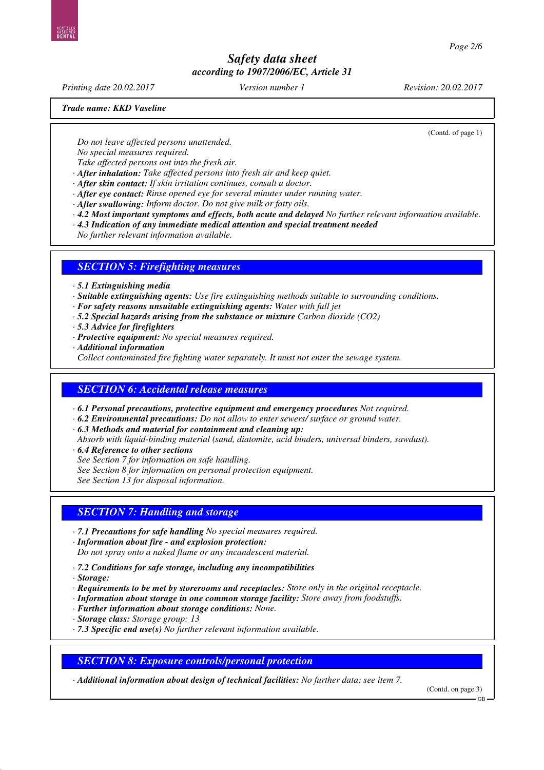Trade name: KKD Vaseline

(Contd. of page 1)

Do not leave affected persons unattended.
No special measures required.
Take affected persons out into the fresh air.

· **After inhalation:** Take affected persons into fresh air and keep quiet.
· **After skin contact:** If skin irritation continues, consult a doctor.
· **After eye contact:** Rinse opened eye for several minutes under running water.
· **After swallowing:** Inform doctor. Do not give milk or fatty oils.
· **4.2 Most important symptoms and effects, both acute and delayed** No further relevant information available.
· **4.3 Indication of any immediate medical attention and special treatment needed**
No further relevant information available.

## SECTION 5: Firefighting measures

· **5.1 Extinguishing media**
· **Suitable extinguishing agents:** Use fire extinguishing methods suitable to surrounding conditions.
· **For safety reasons unsuitable extinguishing agents:** Water with full jet
· **5.2 Special hazards arising from the substance or mixture** Carbon dioxide ($CO_2$)
· **5.3 Advice for firefighters**
· **Protective equipment:** No special measures required.
· **Additional information**
Collect contaminated fire fighting water separately. It must not enter the sewage system.

## SECTION 6: Accidental release measures

· **6.1 Personal precautions, protective equipment and emergency procedures** Not required.
· **6.2 Environmental precautions:** Do not allow to enter sewers/ surface or ground water.
· **6.3 Methods and material for containment and cleaning up:**
Absorb with liquid-binding material (sand, diatomite, acid binders, universal binders, sawdust).
· **6.4 Reference to other sections**
See Section 7 for information on safe handling.
See Section 8 for information on personal protection equipment.
See Section 13 for disposal information.

## SECTION 7: Handling and storage

· **7.1 Precautions for safe handling** No special measures required.
· **Information about fire - and explosion protection:**
Do not spray onto a naked flame or any incandescent material.

· **7.2 Conditions for safe storage, including any incompatibilities**
· **Storage:**
· **Requirements to be met by storerooms and receptacles:** Store only in the original receptacle.
· **Information about storage in one common storage facility:** Store away from foodstuffs.
· **Further information about storage conditions:** None.
· **Storage class:** Storage group: 13
· **7.3 Specific end use(s)** No further relevant information available.

## SECTION 8: Exposure controls/personal protection

· **Additional information about design of technical facilities:** No further data; see item 7.

(Contd. on page 3)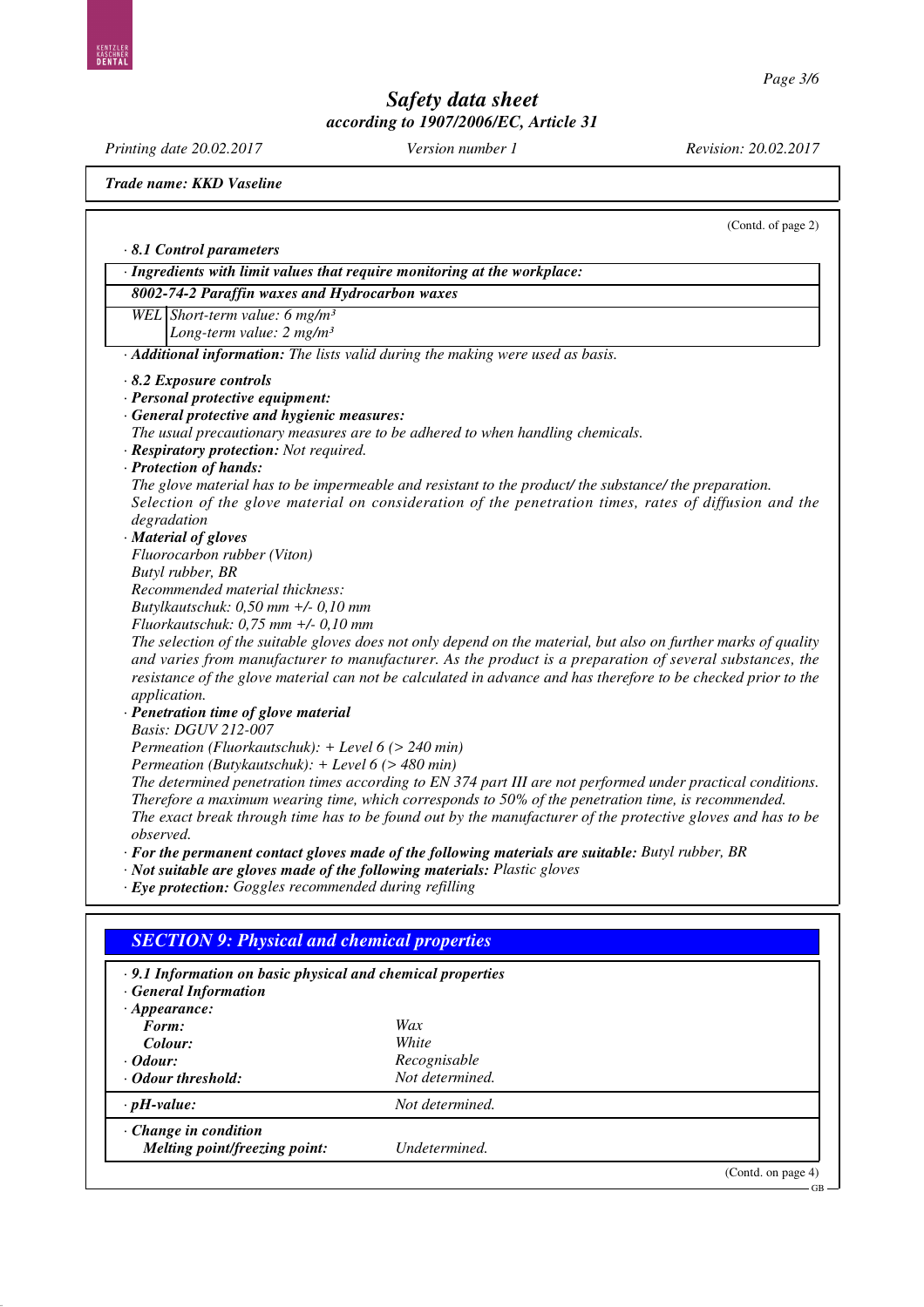**Trade name: KKD Vaseline**

(Contd. of page 2)

· ***8.1 Control parameters***

| · *Ingredients with limit values that require monitoring at the workplace:* | |
|---|---|
| ***8002-74-2 Paraffin waxes and Hydrocarbon waxes*** | |
| WEL | Short-term value: 6 mg/m³<br>Long-term value: 2 mg/m³ |

· ***Additional information:*** *The lists valid during the making were used as basis.*

· ***8.2 Exposure controls***
· ***Personal protective equipment:***
· ***General protective and hygienic measures:***
*The usual precautionary measures are to be adhered to when handling chemicals.*
· ***Respiratory protection:*** *Not required.*
· ***Protection of hands:***
*The glove material has to be impermeable and resistant to the product/ the substance/ the preparation.*
*Selection of the glove material on consideration of the penetration times, rates of diffusion and the degradation*
· ***Material of gloves***
*Fluorocarbon rubber (Viton)*
*Butyl rubber, BR*
*Recommended material thickness:*
*Butylkautschuk: 0,50 mm +/- 0,10 mm*
*Fluorkautschuk: 0,75 mm +/- 0,10 mm*
*The selection of the suitable gloves does not only depend on the material, but also on further marks of quality and varies from manufacturer to manufacturer. As the product is a preparation of several substances, the resistance of the glove material can not be calculated in advance and has therefore to be checked prior to the application.*
· ***Penetration time of glove material***
*Basis: DGUV 212-007*
*Permeation (Fluorkautschuk): + Level 6 (> 240 min)*
*Permeation (Butykautschuk): + Level 6 (> 480 min)*
*The determined penetration times according to EN 374 part III are not performed under practical conditions. Therefore a maximum wearing time, which corresponds to 50% of the penetration time, is recommended.*
*The exact break through time has to be found out by the manufacturer of the protective gloves and has to be observed.*
· ***For the permanent contact gloves made of the following materials are suitable:*** *Butyl rubber, BR*
· ***Not suitable are gloves made of the following materials:*** *Plastic gloves*
· ***Eye protection:*** *Goggles recommended during refilling*

## *SECTION 9: Physical and chemical properties*

| · ***9.1 Information on basic physical and chemical properties*** | |
|---|---|
| · ***General Information*** | |
| · ***Appearance:*** | |
| ***Form:*** | *Wax* |
| ***Colour:*** | *White* |
| · ***Odour:*** | *Recognisable* |
| · ***Odour threshold:*** | *Not determined.* |
| · ***pH-value:*** | *Not determined.* |
| · ***Change in condition*** | |
| ***Melting point/freezing point:*** | *Undetermined.* |

(Contd. on page 4)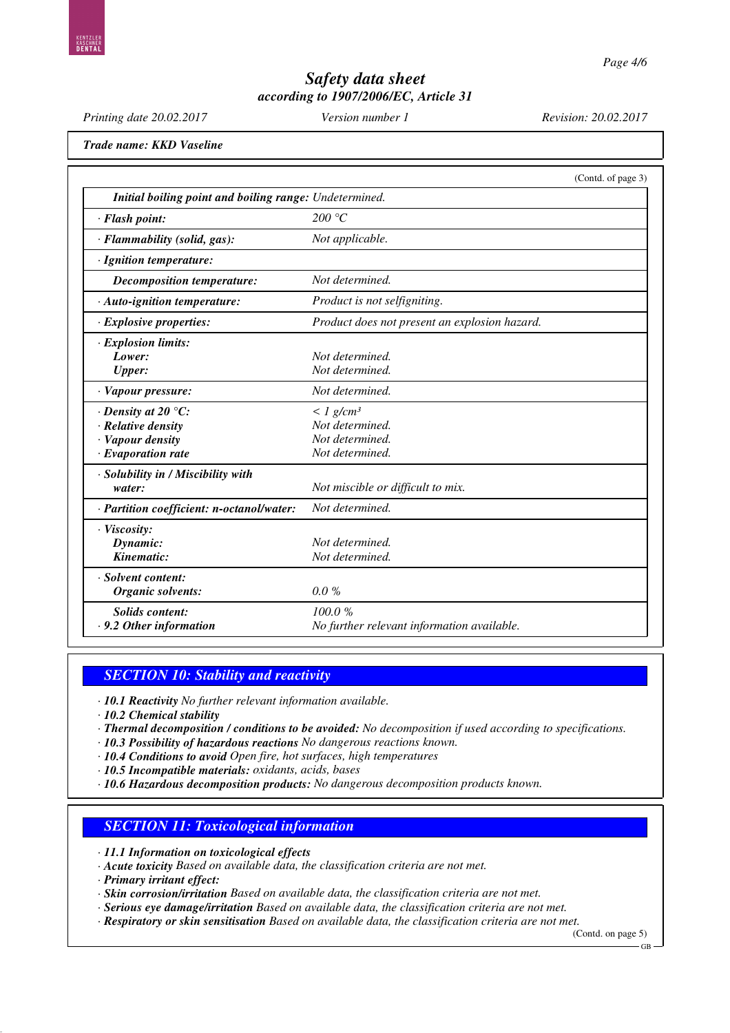*Trade name: KKD Vaseline*

(Contd. of page 3)

| | |
|---|---|
| ***Initial boiling point and boiling range:*** | *Undetermined.* |
| · ***Flash point:*** | *200 °C* |
| · ***Flammability (solid, gas):*** | *Not applicable.* |
| · ***Ignition temperature:*** | |
| ***Decomposition temperature:*** | *Not determined.* |
| · ***Auto-ignition temperature:*** | *Product is not selfigniting.* |
| · ***Explosive properties:*** | *Product does not present an explosion hazard.* |
| · ***Explosion limits:*** | |
| ***Lower:*** | *Not determined.* |
| ***Upper:*** | *Not determined.* |
| · ***Vapour pressure:*** | *Not determined.* |
| · ***Density at 20 °C:*** | *< 1 g/cm³* |
| · ***Relative density*** | *Not determined.* |
| · ***Vapour density*** | *Not determined.* |
| · ***Evaporation rate*** | *Not determined.* |
| · ***Solubility in / Miscibility with water:*** | *Not miscible or difficult to mix.* |
| · ***Partition coefficient: n-octanol/water:*** | *Not determined.* |
| · ***Viscosity:*** | |
| ***Dynamic:*** | *Not determined.* |
| ***Kinematic:*** | *Not determined.* |
| · ***Solvent content:*** | |
| ***Organic solvents:*** | *0.0 %* |
| ***Solids content:*** | *100.0 %* |
| · ***9.2 Other information*** | *No further relevant information available.* |

## SECTION 10: Stability and reactivity

- · ***10.1 Reactivity*** *No further relevant information available.*
- · ***10.2 Chemical stability***
- · ***Thermal decomposition / conditions to be avoided:*** *No decomposition if used according to specifications.*
- · ***10.3 Possibility of hazardous reactions*** *No dangerous reactions known.*
- · ***10.4 Conditions to avoid*** *Open fire, hot surfaces, high temperatures*
- · ***10.5 Incompatible materials:*** *oxidants, acids, bases*
- · ***10.6 Hazardous decomposition products:*** *No dangerous decomposition products known.*

## SECTION 11: Toxicological information

- · ***11.1 Information on toxicological effects***
- · ***Acute toxicity*** *Based on available data, the classification criteria are not met.*
- · ***Primary irritant effect:***
- · ***Skin corrosion/irritation*** *Based on available data, the classification criteria are not met.*
- · ***Serious eye damage/irritation*** *Based on available data, the classification criteria are not met.*
- · ***Respiratory or skin sensitisation*** *Based on available data, the classification criteria are not met.*

(Contd. on page 5)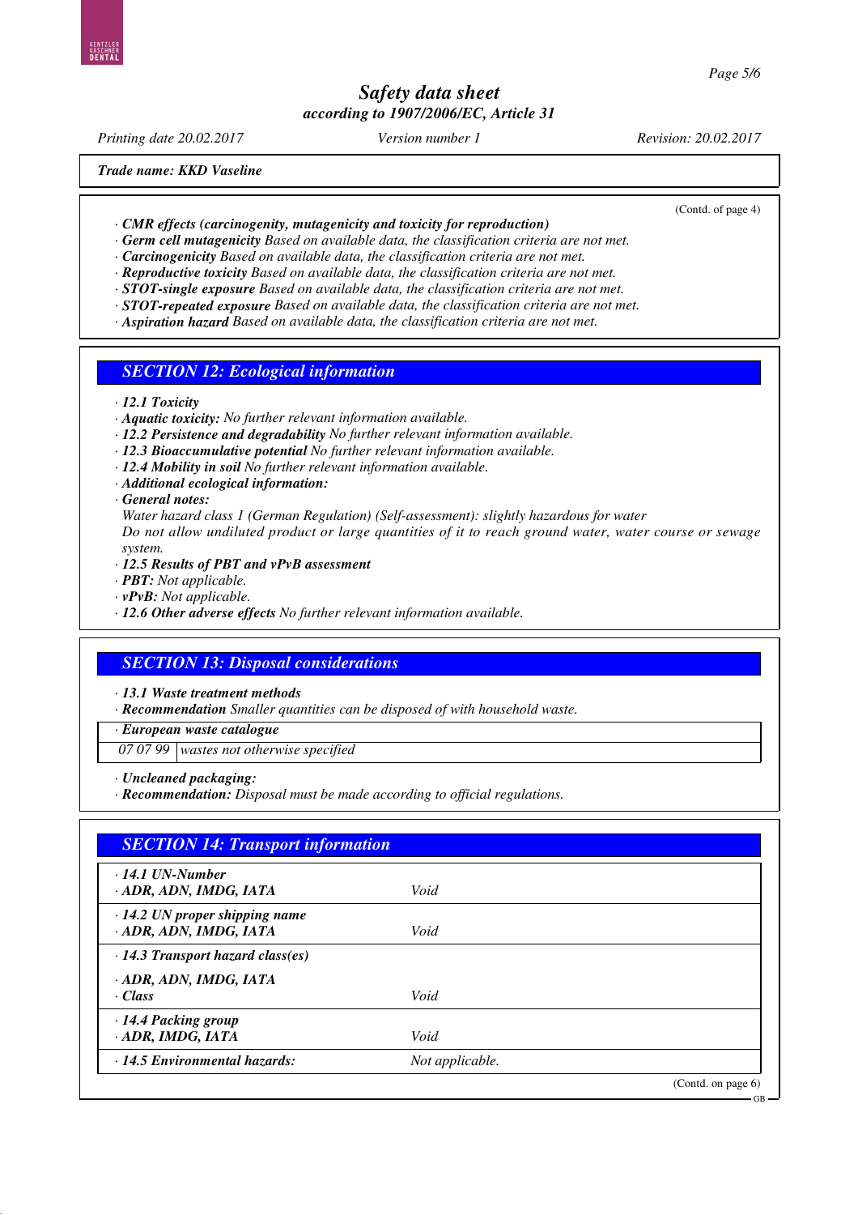Trade name: KKD Vaseline

(Contd. of page 4)

· **CMR effects (carcinogenity, mutagenicity and toxicity for reproduction)**
· **Germ cell mutagenicity** Based on available data, the classification criteria are not met.
· **Carcinogenicity** Based on available data, the classification criteria are not met.
· **Reproductive toxicity** Based on available data, the classification criteria are not met.
· **STOT-single exposure** Based on available data, the classification criteria are not met.
· **STOT-repeated exposure** Based on available data, the classification criteria are not met.
· **Aspiration hazard** Based on available data, the classification criteria are not met.

## SECTION 12: Ecological information

· **12.1 Toxicity**
· **Aquatic toxicity:** No further relevant information available.
· **12.2 Persistence and degradability** No further relevant information available.
· **12.3 Bioaccumulative potential** No further relevant information available.
· **12.4 Mobility in soil** No further relevant information available.
· **Additional ecological information:**
· **General notes:**
Water hazard class 1 (German Regulation) (Self-assessment): slightly hazardous for water
Do not allow undiluted product or large quantities of it to reach ground water, water course or sewage system.
· **12.5 Results of PBT and vPvB assessment**
· **PBT:** Not applicable.
· **vPvB:** Not applicable.
· **12.6 Other adverse effects** No further relevant information available.

## SECTION 13: Disposal considerations

· **13.1 Waste treatment methods**
· **Recommendation** Smaller quantities can be disposed of with household waste.

| · **European waste catalogue** | |
|---|---|
| 07 07 99 | wastes not otherwise specified |

· **Uncleaned packaging:**
· **Recommendation:** Disposal must be made according to official regulations.

## SECTION 14: Transport information

| | |
|---|---|
| · **14.1 UN-Number**<br>· **ADR, ADN, IMDG, IATA** | Void |
| · **14.2 UN proper shipping name**<br>· **ADR, ADN, IMDG, IATA** | Void |
| · **14.3 Transport hazard class(es)**<br>· **ADR, ADN, IMDG, IATA**<br>· **Class** | Void |
| · **14.4 Packing group**<br>· **ADR, IMDG, IATA** | Void |
| · **14.5 Environmental hazards:** | Not applicable. |

(Contd. on page 6)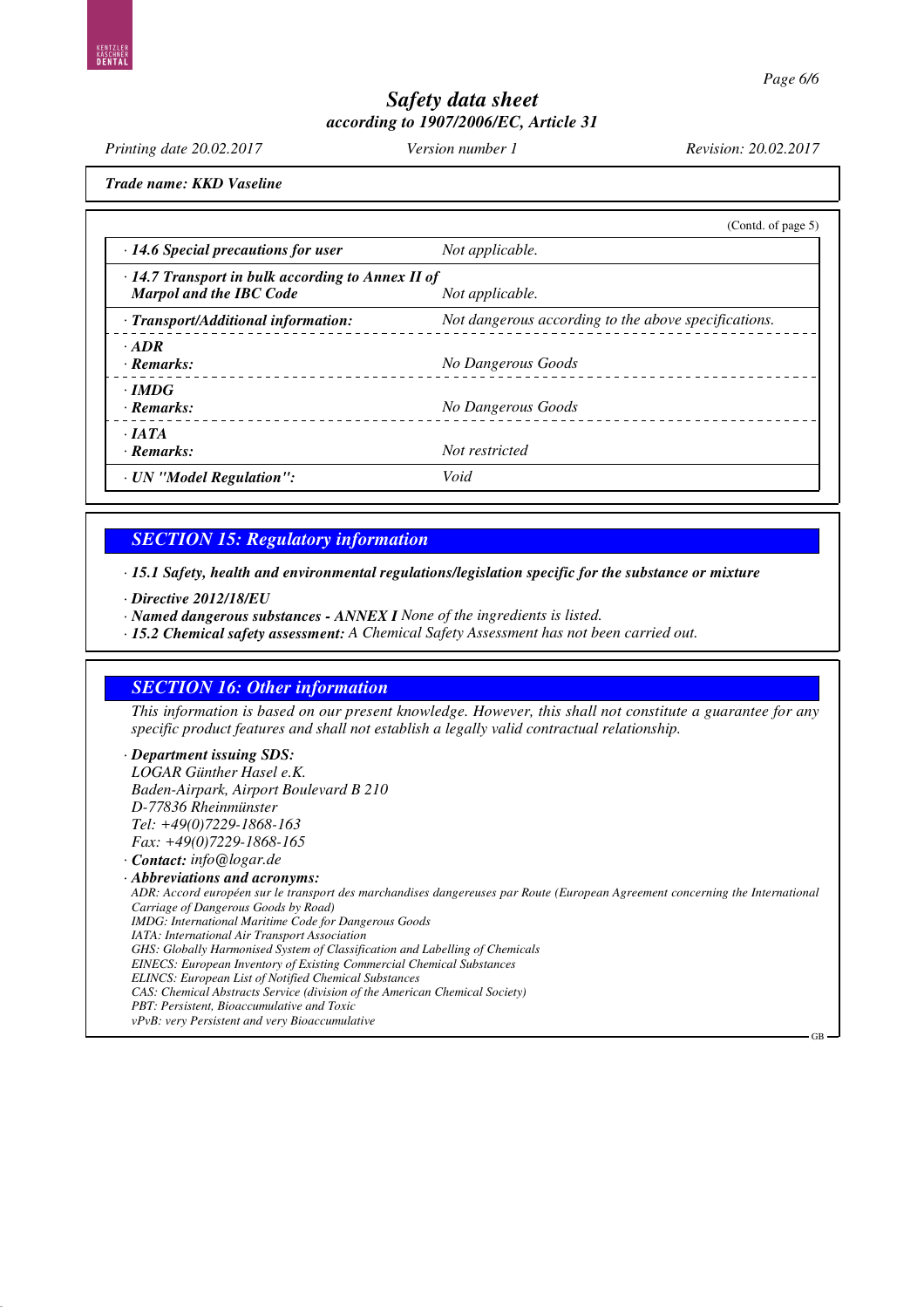*Trade name: KKD Vaseline*

(Contd. of page 5)

| | |
|---|---|
| · **14.6 Special precautions for user** | *Not applicable.* |
| · **14.7 Transport in bulk according to Annex II of Marpol and the IBC Code** | *Not applicable.* |
| · **Transport/Additional information:** | *Not dangerous according to the above specifications.* |
| · **ADR** · **Remarks:** | *No Dangerous Goods* |
| · **IMDG** · **Remarks:** | *No Dangerous Goods* |
| · **IATA** · **Remarks:** | *Not restricted* |
| · **UN "Model Regulation":** | *Void* |

## SECTION 15: Regulatory information

· **15.1 Safety, health and environmental regulations/legislation specific for the substance or mixture**

· **Directive 2012/18/EU**
· **Named dangerous substances - ANNEX I** *None of the ingredients is listed.*
· **15.2 Chemical safety assessment:** *A Chemical Safety Assessment has not been carried out.*

## SECTION 16: Other information

*This information is based on our present knowledge. However, this shall not constitute a guarantee for any specific product features and shall not establish a legally valid contractual relationship.*

· **Department issuing SDS:**
*LOGAR Günther Hasel e.K.*
*Baden-Airpark, Airport Boulevard B 210*
*D-77836 Rheinmünster*
*Tel: +49(0)7229-1868-163*
*Fax: +49(0)7229-1868-165*
· **Contact:** *info@logar.de*
· **Abbreviations and acronyms:**
*ADR: Accord européen sur le transport des marchandises dangereuses par Route (European Agreement concerning the International Carriage of Dangerous Goods by Road)*
*IMDG: International Maritime Code for Dangerous Goods*
*IATA: International Air Transport Association*
*GHS: Globally Harmonised System of Classification and Labelling of Chemicals*
*EINECS: European Inventory of Existing Commercial Chemical Substances*
*ELINCS: European List of Notified Chemical Substances*
*CAS: Chemical Abstracts Service (division of the American Chemical Society)*
*PBT: Persistent, Bioaccumulative and Toxic*
*vPvB: very Persistent and very Bioaccumulative*

GB